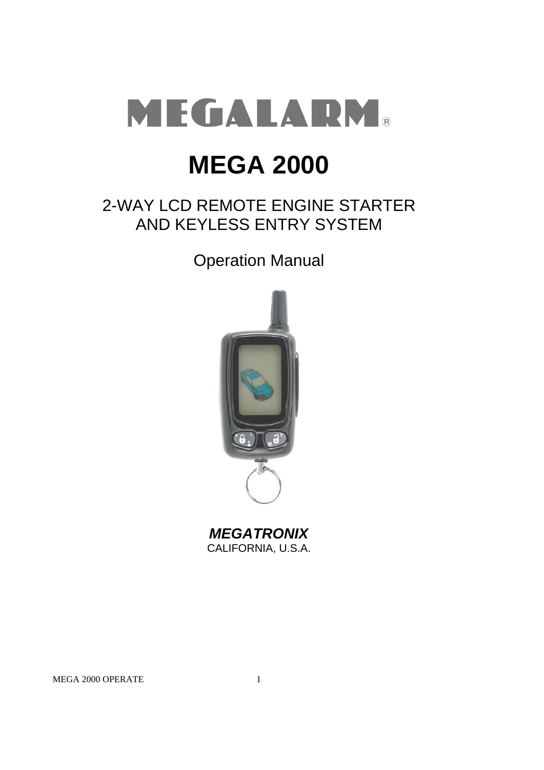# MEGALARM®

# MEGA 2000

## 2-WAY LCD REMOTE ENGINE STARTER AND KEYLESS ENTRY SYSTEM

Operation Manual

***MEGATRONIX***
CALIFORNIA, U.S.A.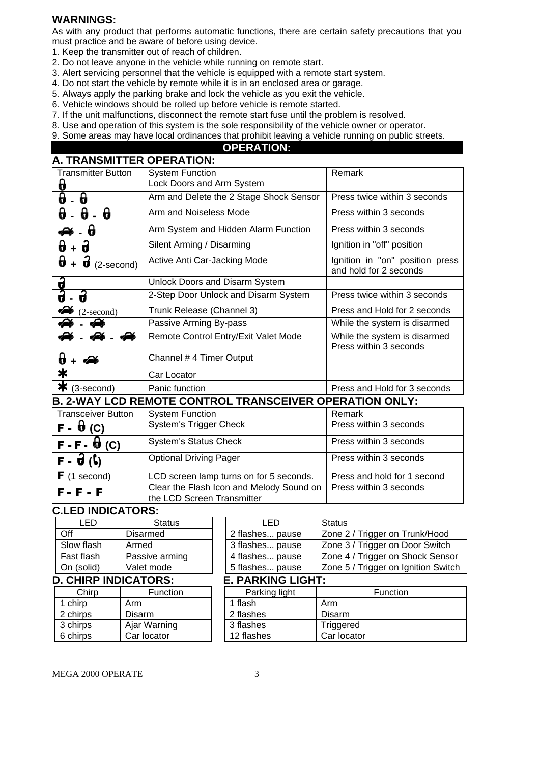## WARNINGS:

As with any product that performs automatic functions, there are certain safety precautions that you must practice and be aware of before using device.

1. Keep the transmitter out of reach of children.
2. Do not leave anyone in the vehicle while running on remote start.
3. Alert servicing personnel that the vehicle is equipped with a remote start system.
4. Do not start the vehicle by remote while it is in an enclosed area or garage.
5. Always apply the parking brake and lock the vehicle as you exit the vehicle.
6. Vehicle windows should be rolled up before vehicle is remote started.
7. If the unit malfunctions, disconnect the remote start fuse until the problem is resolved.
8. Use and operation of this system is the sole responsibility of the vehicle owner or operator.
9. Some areas may have local ordinances that prohibit leaving a vehicle running on public streets.

## OPERATION:

### A. TRANSMITTER OPERATION:

| Transmitter Button | System Function | Remark |
|---|---|---|
| 🔒 | Lock Doors and Arm System | |
| 🔒 - 🔒 | Arm and Delete the 2 Stage Shock Sensor | Press twice within 3 seconds |
| 🔒 - 🔒 - 🔒 | Arm and Noiseless Mode | Press within 3 seconds |
| 🚗 - 🔒 | Arm System and Hidden Alarm Function | Press within 3 seconds |
| 🔒 + 🔓 | Silent Arming / Disarming | Ignition in "off" position |
| 🔒 + 🔓 (2-second) | Active Anti Car-Jacking Mode | Ignition in "on" position press and hold for 2 seconds |
| 🔓 | Unlock Doors and Disarm System | |
| 🔓 - 🔓 | 2-Step Door Unlock and Disarm System | Press twice within 3 seconds |
| 🚗 (2-second) | Trunk Release (Channel 3) | Press and Hold for 2 seconds |
| 🚗 - 🚗 | Passive Arming By-pass | While the system is disarmed |
| 🚗 - 🚗 - 🚗 | Remote Control Entry/Exit Valet Mode | While the system is disarmed Press within 3 seconds |
| 🔒 + 🚗 | Channel # 4 Timer Output | |
| * | Car Locator | |
| * (3-second) | Panic function | Press and Hold for 3 seconds |

### B. 2-WAY LCD REMOTE CONTROL TRANSCEIVER OPERATION ONLY:

| Transceiver Button | System Function | Remark |
|---|---|---|
| F - 🔒 (C) | System's Trigger Check | Press within 3 seconds |
| F - F - 🔒 (C) | System's Status Check | Press within 3 seconds |
| F - 🔓 (📞) | Optional Driving Pager | Press within 3 seconds |
| F (1 second) | LCD screen lamp turns on for 5 seconds. | Press and hold for 1 second |
| F - F - F | Clear the Flash Icon and Melody Sound on the LCD Screen Transmitter | Press within 3 seconds |

### C.LED INDICATORS:

| LED | Status |
|---|---|
| Off | Disarmed |
| Slow flash | Armed |
| Fast flash | Passive arming |
| On (solid) | Valet mode |
| 2 flashes... pause | Zone 2 / Trigger on Trunk/Hood |
| 3 flashes... pause | Zone 3 / Trigger on Door Switch |
| 4 flashes... pause | Zone 4 / Trigger on Shock Sensor |
| 5 flashes... pause | Zone 5 / Trigger on Ignition Switch |

### D. CHIRP INDICATORS:

| Chirp | Function |
|---|---|
| 1 chirp | Arm |
| 2 chirps | Disarm |
| 3 chirps | Ajar Warning |
| 6 chirps | Car locator |

### E. PARKING LIGHT:

| Parking light | Function |
|---|---|
| 1 flash | Arm |
| 2 flashes | Disarm |
| 3 flashes | Triggered |
| 12 flashes | Car locator |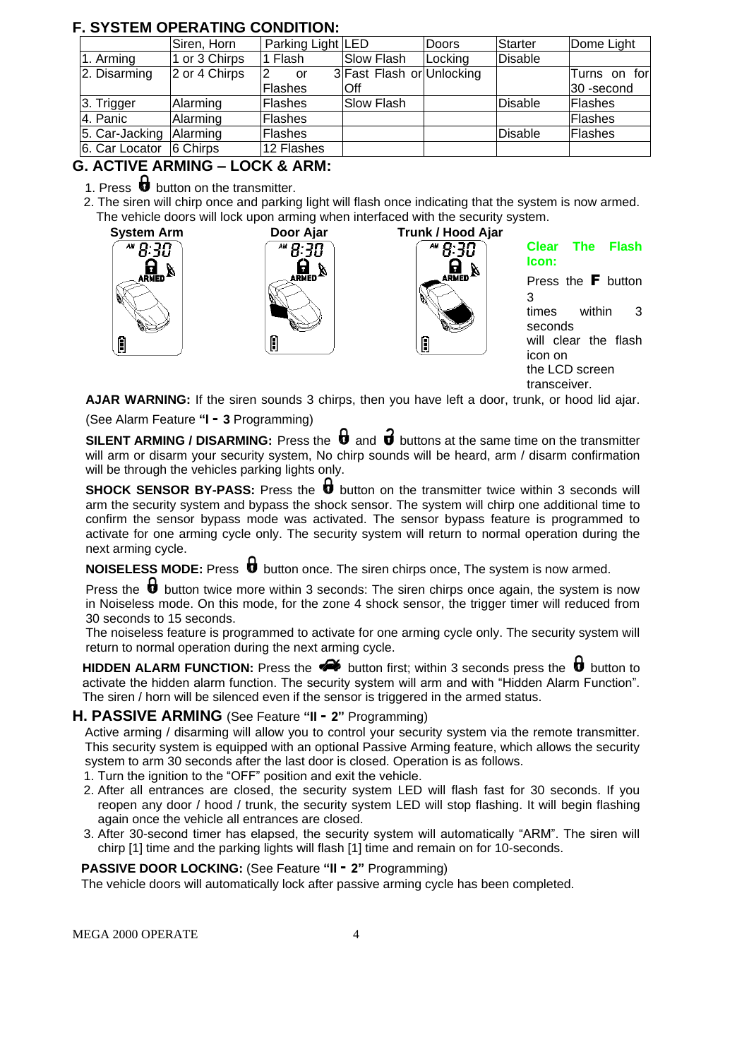## F. SYSTEM OPERATING CONDITION:

| | Siren, Horn | Parking Light | LED | Doors | Starter | Dome Light |
|---|---|---|---|---|---|---|
| 1. Arming | 1 or 3 Chirps | 1 Flash | Slow Flash | Locking | Disable | |
| 2. Disarming | 2 or 4 Chirps | 2 or 3 Flashes | Fast Flash or Off | Unlocking | | Turns on for 30 -second |
| 3. Trigger | Alarming | Flashes | Slow Flash | | Disable | Flashes |
| 4. Panic | Alarming | Flashes | | | | Flashes |
| 5. Car-Jacking | Alarming | Flashes | | | Disable | Flashes |
| 6. Car Locator | 6 Chirps | 12 Flashes | | | | |

## G. ACTIVE ARMING – LOCK & ARM:

1. Press button on the transmitter.
2. The siren will chirp once and parking light will flash once indicating that the system is now armed. The vehicle doors will lock upon arming when interfaced with the security system.

**System Arm** **Door Ajar** **Trunk / Hood Ajar**

**Clear The Flash Icon:**

Press the **F** button 3 times within 3 seconds will clear the flash icon on the LCD screen transceiver.

**AJAR WARNING:** If the siren sounds 3 chirps, then you have left a door, trunk, or hood lid ajar. (See Alarm Feature **"I - 3** Programming)

**SILENT ARMING / DISARMING:** Press the and buttons at the same time on the transmitter will arm or disarm your security system, No chirp sounds will be heard, arm / disarm confirmation will be through the vehicles parking lights only.

**SHOCK SENSOR BY-PASS:** Press the button on the transmitter twice within 3 seconds will arm the security system and bypass the shock sensor. The system will chirp one additional time to confirm the sensor bypass mode was activated. The sensor bypass feature is programmed to activate for one arming cycle only. The security system will return to normal operation during the next arming cycle.

**NOISELESS MODE:** Press button once. The siren chirps once, The system is now armed.

Press the button twice more within 3 seconds: The siren chirps once again, the system is now in Noiseless mode. On this mode, for the zone 4 shock sensor, the trigger timer will reduced from 30 seconds to 15 seconds.

The noiseless feature is programmed to activate for one arming cycle only. The security system will return to normal operation during the next arming cycle.

**HIDDEN ALARM FUNCTION:** Press the button first; within 3 seconds press the button to activate the hidden alarm function. The security system will arm and with "Hidden Alarm Function". The siren / horn will be silenced even if the sensor is triggered in the armed status.

## H. PASSIVE ARMING (See Feature "II - 2" Programming)

Active arming / disarming will allow you to control your security system via the remote transmitter. This security system is equipped with an optional Passive Arming feature, which allows the security system to arm 30 seconds after the last door is closed. Operation is as follows.

1. Turn the ignition to the "OFF" position and exit the vehicle.
2. After all entrances are closed, the security system LED will flash fast for 30 seconds. If you reopen any door / hood / trunk, the security system LED will stop flashing. It will begin flashing again once the vehicle all entrances are closed.
3. After 30-second timer has elapsed, the security system will automatically "ARM". The siren will chirp [1] time and the parking lights will flash [1] time and remain on for 10-seconds.

**PASSIVE DOOR LOCKING:** (See Feature **"II - 2"** Programming)

The vehicle doors will automatically lock after passive arming cycle has been completed.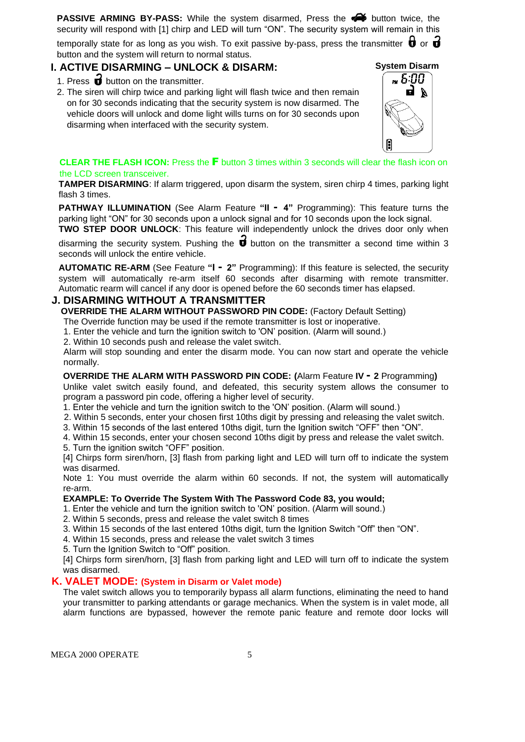**PASSIVE ARMING BY-PASS:** While the system disarmed, Press the button twice, the security will respond with [1] chirp and LED will turn "ON". The security system will remain in this temporally state for as long as you wish. To exit passive by-pass, press the transmitter or button and the system will return to normal status.

## I. ACTIVE DISARMING – UNLOCK & DISARM:

**System Disarm**

1. Press button on the transmitter.
2. The siren will chirp twice and parking light will flash twice and then remain on for 30 seconds indicating that the security system is now disarmed. The vehicle doors will unlock and dome light wills turns on for 30 seconds upon disarming when interfaced with the security system.

**CLEAR THE FLASH ICON:** Press the **F** button 3 times within 3 seconds will clear the flash icon on the LCD screen transceiver.

**TAMPER DISARMING**: If alarm triggered, upon disarm the system, siren chirp 4 times, parking light flash 3 times.

**PATHWAY ILLUMINATION** (See Alarm Feature **"II - 4"** Programming): This feature turns the parking light "ON" for 30 seconds upon a unlock signal and for 10 seconds upon the lock signal.

**TWO STEP DOOR UNLOCK**: This feature will independently unlock the drives door only when disarming the security system. Pushing the button on the transmitter a second time within 3 seconds will unlock the entire vehicle.

**AUTOMATIC RE-ARM** (See Feature **"I - 2"** Programming): If this feature is selected, the security system will automatically re-arm itself 60 seconds after disarming with remote transmitter. Automatic rearm will cancel if any door is opened before the 60 seconds timer has elapsed.

## J. DISARMING WITHOUT A TRANSMITTER

**OVERRIDE THE ALARM WITHOUT PASSWORD PIN CODE:** (Factory Default Setting)

The Override function may be used if the remote transmitter is lost or inoperative.

1. Enter the vehicle and turn the ignition switch to 'ON' position. (Alarm will sound.)
2. Within 10 seconds push and release the valet switch.

Alarm will stop sounding and enter the disarm mode. You can now start and operate the vehicle normally.

**OVERRIDE THE ALARM WITH PASSWORD PIN CODE: (**Alarm Feature **IV - 2** Programming**)**

Unlike valet switch easily found, and defeated, this security system allows the consumer to program a password pin code, offering a higher level of security.

1. Enter the vehicle and turn the ignition switch to the 'ON' position. (Alarm will sound.)
2. Within 5 seconds, enter your chosen first 10ths digit by pressing and releasing the valet switch.
3. Within 15 seconds of the last entered 10ths digit, turn the Ignition switch "OFF" then "ON".
4. Within 15 seconds, enter your chosen second 10ths digit by press and release the valet switch.
5. Turn the ignition switch "OFF" position.

[4] Chirps form siren/horn, [3] flash from parking light and LED will turn off to indicate the system was disarmed.

Note 1: You must override the alarm within 60 seconds. If not, the system will automatically re-arm.

**EXAMPLE: To Override The System With The Password Code 83, you would;**

1. Enter the vehicle and turn the ignition switch to 'ON' position. (Alarm will sound.)
2. Within 5 seconds, press and release the valet switch 8 times
3. Within 15 seconds of the last entered 10ths digit, turn the Ignition Switch "Off" then "ON".
4. Within 15 seconds, press and release the valet switch 3 times
5. Turn the Ignition Switch to "Off" position.

[4] Chirps form siren/horn, [3] flash from parking light and LED will turn off to indicate the system was disarmed.

## K. VALET MODE: (System in Disarm or Valet mode)

The valet switch allows you to temporarily bypass all alarm functions, eliminating the need to hand your transmitter to parking attendants or garage mechanics. When the system is in valet mode, all alarm functions are bypassed, however the remote panic feature and remote door locks will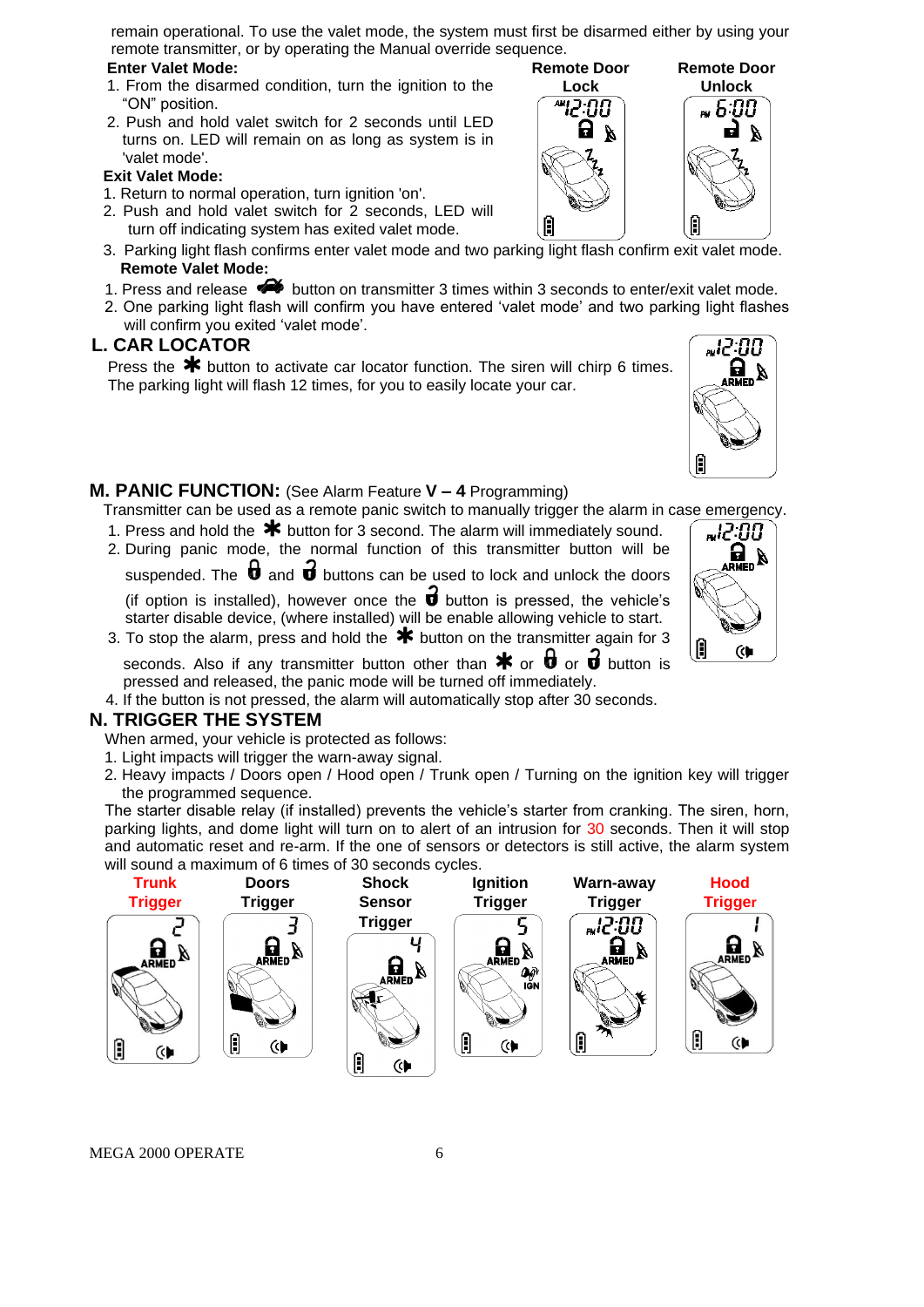remain operational. To use the valet mode, the system must first be disarmed either by using your remote transmitter, or by operating the Manual override sequence.

**Enter Valet Mode:**

1. From the disarmed condition, turn the ignition to the "ON" position.
2. Push and hold valet switch for 2 seconds until LED turns on. LED will remain on as long as system is in 'valet mode'.

**Exit Valet Mode:**

1. Return to normal operation, turn ignition 'on'.
2. Push and hold valet switch for 2 seconds, LED will turn off indicating system has exited valet mode.
3. Parking light flash confirms enter valet mode and two parking light flash confirm exit valet mode.

**Remote Door Lock** / **Remote Door Unlock**

**Remote Valet Mode:**

1. Press and release button on transmitter 3 times within 3 seconds to enter/exit valet mode.
2. One parking light flash will confirm you have entered 'valet mode' and two parking light flashes will confirm you exited 'valet mode'.

## L. CAR LOCATOR

Press the ✱ button to activate car locator function. The siren will chirp 6 times. The parking light will flash 12 times, for you to easily locate your car.

## M. PANIC FUNCTION: (See Alarm Feature **V – 4** Programming)

Transmitter can be used as a remote panic switch to manually trigger the alarm in case emergency.

1. Press and hold the ✱ button for 3 second. The alarm will immediately sound.
2. During panic mode, the normal function of this transmitter button will be suspended. The lock and unlock buttons can be used to lock and unlock the doors (if option is installed), however once the unlock button is pressed, the vehicle's starter disable device, (where installed) will be enable allowing vehicle to start.
3. To stop the alarm, press and hold the ✱ button on the transmitter again for 3 seconds. Also if any transmitter button other than ✱ or lock or unlock button is pressed and released, the panic mode will be turned off immediately.
4. If the button is not pressed, the alarm will automatically stop after 30 seconds.

## N. TRIGGER THE SYSTEM

When armed, your vehicle is protected as follows:

1. Light impacts will trigger the warn-away signal.
2. Heavy impacts / Doors open / Hood open / Trunk open / Turning on the ignition key will trigger the programmed sequence.

The starter disable relay (if installed) prevents the vehicle's starter from cranking. The siren, horn, parking lights, and dome light will turn on to alert of an intrusion for 30 seconds. Then it will stop and automatic reset and re-arm. If the one of sensors or detectors is still active, the alarm system will sound a maximum of 6 times of 30 seconds cycles.

**Trunk Trigger** | **Doors Trigger** | **Shock Sensor Trigger** | **Ignition Trigger** | **Warn-away Trigger** | **Hood Trigger**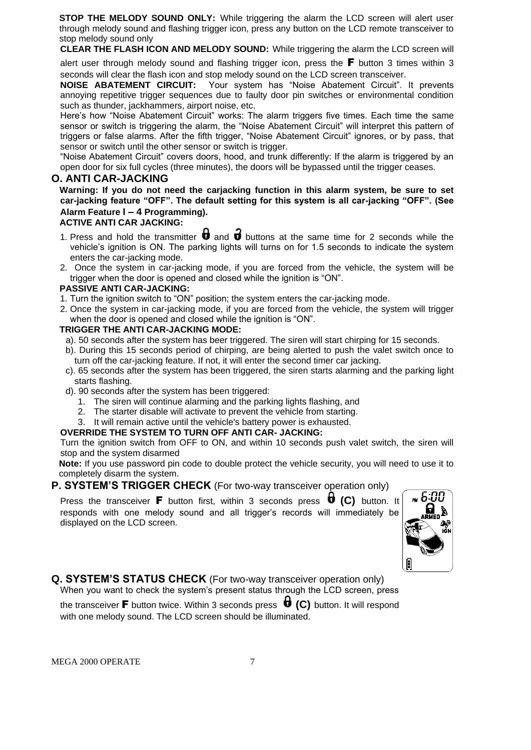**STOP THE MELODY SOUND ONLY:** While triggering the alarm the LCD screen will alert user through melody sound and flashing trigger icon, press any button on the LCD remote transceiver to stop melody sound only

**CLEAR THE FLASH ICON AND MELODY SOUND:** While triggering the alarm the LCD screen will alert user through melody sound and flashing trigger icon, press the **F** button 3 times within 3 seconds will clear the flash icon and stop melody sound on the LCD screen transceiver.

**NOISE ABATEMENT CIRCUIT:** Your system has "Noise Abatement Circuit". It prevents annoying repetitive trigger sequences due to faulty door pin switches or environmental condition such as thunder, jackhammers, airport noise, etc.

Here's how "Noise Abatement Circuit" works: The alarm triggers five times. Each time the same sensor or switch is triggering the alarm, the "Noise Abatement Circuit" will interpret this pattern of triggers or false alarms. After the fifth trigger, "Noise Abatement Circuit" ignores, or by pass, that sensor or switch until the other sensor or switch is trigger.

"Noise Abatement Circuit" covers doors, hood, and trunk differently: If the alarm is triggered by an open door for six full cycles (three minutes), the doors will be bypassed until the trigger ceases.

## O. ANTI CAR-JACKING

**Warning: If you do not need the carjacking function in this alarm system, be sure to set car-jacking feature "OFF". The default setting for this system is all car-jacking "OFF". (See Alarm Feature I – 4 Programming).**

**ACTIVE ANTI CAR JACKING:**

1. Press and hold the transmitter (lock) and (unlock) buttons at the same time for 2 seconds while the vehicle's ignition is ON. The parking lights will turns on for 1.5 seconds to indicate the system enters the car-jacking mode.
2. Once the system in car-jacking mode, if you are forced from the vehicle, the system will be trigger when the door is opened and closed while the ignition is "ON".

**PASSIVE ANTI CAR-JACKING:**

1. Turn the ignition switch to "ON" position; the system enters the car-jacking mode.
2. Once the system in car-jacking mode, if you are forced from the vehicle, the system will trigger when the door is opened and closed while the ignition is "ON".

**TRIGGER THE ANTI CAR-JACKING MODE:**

a). 50 seconds after the system has beer triggered. The siren will start chirping for 15 seconds.

b). During this 15 seconds period of chirping, are being alerted to push the valet switch once to turn off the car-jacking feature. If not, it will enter the second timer car jacking.

c). 65 seconds after the system has been triggered, the siren starts alarming and the parking light starts flashing.

d). 90 seconds after the system has been triggered:

1. The siren will continue alarming and the parking lights flashing, and
2. The starter disable will activate to prevent the vehicle from starting.
3. It will remain active until the vehicle's battery power is exhausted.

**OVERRIDE THE SYSTEM TO TURN OFF ANTI CAR- JACKING:**

Turn the ignition switch from OFF to ON, and within 10 seconds push valet switch, the siren will stop and the system disarmed

**Note:** If you use password pin code to double protect the vehicle security, you will need to use it to completely disarm the system.

## P. SYSTEM'S TRIGGER CHECK (For two-way transceiver operation only)

Press the transceiver **F** button first, within 3 seconds press (lock) **(C)** button. It responds with one melody sound and all trigger's records will immediately be displayed on the LCD screen.

## Q. SYSTEM'S STATUS CHECK (For two-way transceiver operation only)

When you want to check the system's present status through the LCD screen, press the transceiver **F** button twice. Within 3 seconds press (lock) **(C)** button. It will respond with one melody sound. The LCD screen should be illuminated.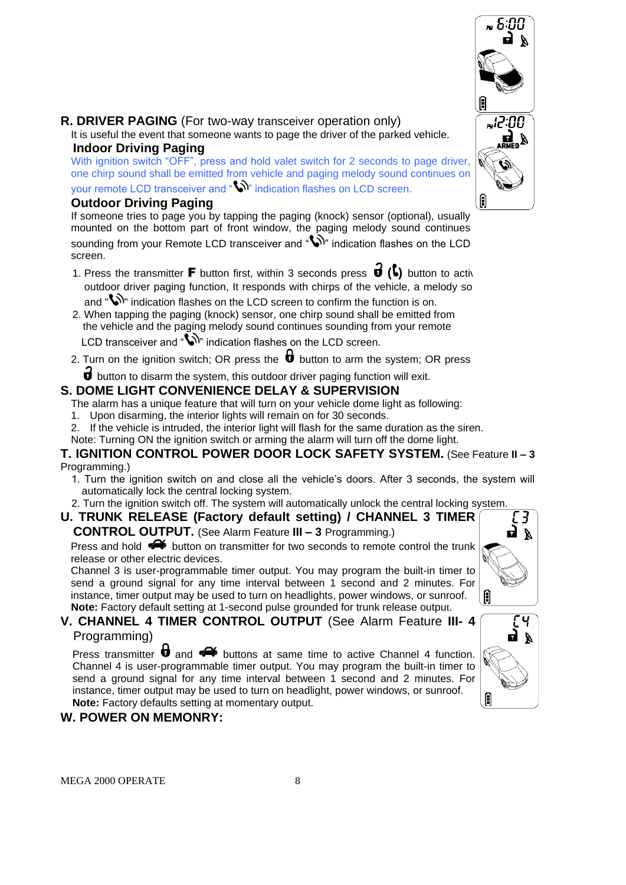## R. DRIVER PAGING (For two-way transceiver operation only)

It is useful the event that someone wants to page the driver of the parked vehicle.

### Indoor Driving Paging

With ignition switch "OFF", press and hold valet switch for 2 seconds to page driver, one chirp sound shall be emitted from vehicle and paging melody sound continues on your remote LCD transceiver and "" indication flashes on LCD screen.

### Outdoor Driving Paging

If someone tries to page you by tapping the paging (knock) sensor (optional), usually mounted on the bottom part of front window, the paging melody sound continues sounding from your Remote LCD transceiver and "" indication flashes on the LCD screen.

1. Press the transmitter **F** button first, within 3 seconds press  () button to activ outdoor driver paging function, It responds with chirps of the vehicle, a melody so and "" indication flashes on the LCD screen to confirm the function is on.
2. When tapping the paging (knock) sensor, one chirp sound shall be emitted from the vehicle and the paging melody sound continues sounding from your remote LCD transceiver and "" indication flashes on the LCD screen.
2. Turn on the ignition switch; OR press the  button to arm the system; OR press  button to disarm the system, this outdoor driver paging function will exit.

## S. DOME LIGHT CONVENIENCE DELAY & SUPERVISION

The alarm has a unique feature that will turn on your vehicle dome light as following:

1. Upon disarming, the interior lights will remain on for 30 seconds.
2. If the vehicle is intruded, the interior light will flash for the same duration as the siren.

Note: Turning ON the ignition switch or arming the alarm will turn off the dome light.

## T. IGNITION CONTROL POWER DOOR LOCK SAFETY SYSTEM. (See Feature **II – 3** Programming.)

1. Turn the ignition switch on and close all the vehicle's doors. After 3 seconds, the system will automatically lock the central locking system.
2. Turn the ignition switch off. The system will automatically unlock the central locking system.

## U. TRUNK RELEASE (Factory default setting) / CHANNEL 3 TIMER CONTROL OUTPUT. (See Alarm Feature **III – 3** Programming.)

Press and hold  button on transmitter for two seconds to remote control the trunk release or other electric devices.

Channel 3 is user-programmable timer output. You may program the built-in timer to send a ground signal for any time interval between 1 second and 2 minutes. For instance, timer output may be used to turn on headlights, power windows, or sunroof.

**Note:** Factory default setting at 1-second pulse grounded for trunk release output.

## V. CHANNEL 4 TIMER CONTROL OUTPUT (See Alarm Feature **III- 4** Programming)

Press transmitter  and  buttons at same time to active Channel 4 function. Channel 4 is user-programmable timer output. You may program the built-in timer to send a ground signal for any time interval between 1 second and 2 minutes. For instance, timer output may be used to turn on headlight, power windows, or sunroof.

**Note:** Factory defaults setting at momentary output.

## W. POWER ON MEMONRY: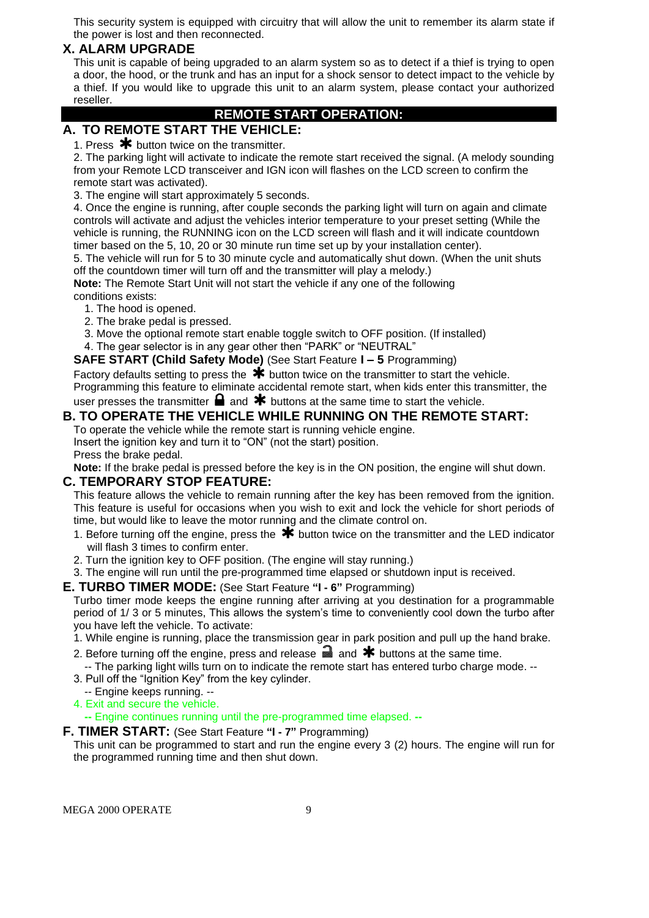This security system is equipped with circuitry that will allow the unit to remember its alarm state if the power is lost and then reconnected.

## X. ALARM UPGRADE

This unit is capable of being upgraded to an alarm system so as to detect if a thief is trying to open a door, the hood, or the trunk and has an input for a shock sensor to detect impact to the vehicle by a thief. If you would like to upgrade this unit to an alarm system, please contact your authorized reseller.

# REMOTE START OPERATION:

## A. TO REMOTE START THE VEHICLE:

1. Press ✱ button twice on the transmitter.
2. The parking light will activate to indicate the remote start received the signal. (A melody sounding from your Remote LCD transceiver and IGN icon will flashes on the LCD screen to confirm the remote start was activated).
3. The engine will start approximately 5 seconds.
4. Once the engine is running, after couple seconds the parking light will turn on again and climate controls will activate and adjust the vehicles interior temperature to your preset setting (While the vehicle is running, the RUNNING icon on the LCD screen will flash and it will indicate countdown timer based on the 5, 10, 20 or 30 minute run time set up by your installation center).
5. The vehicle will run for 5 to 30 minute cycle and automatically shut down. (When the unit shuts off the countdown timer will turn off and the transmitter will play a melody.)

**Note:** The Remote Start Unit will not start the vehicle if any one of the following conditions exists:

1. The hood is opened.
2. The brake pedal is pressed.
3. Move the optional remote start enable toggle switch to OFF position. (If installed)
4. The gear selector is in any gear other then "PARK" or "NEUTRAL"

**SAFE START (Child Safety Mode)** (See Start Feature **I – 5** Programming)

Factory defaults setting to press the ✱ button twice on the transmitter to start the vehicle. Programming this feature to eliminate accidental remote start, when kids enter this transmitter, the user presses the transmitter 🔒 and ✱ buttons at the same time to start the vehicle.

## B. TO OPERATE THE VEHICLE WHILE RUNNING ON THE REMOTE START:

To operate the vehicle while the remote start is running vehicle engine.
Insert the ignition key and turn it to "ON" (not the start) position.
Press the brake pedal.

**Note:** If the brake pedal is pressed before the key is in the ON position, the engine will shut down.

## C. TEMPORARY STOP FEATURE:

This feature allows the vehicle to remain running after the key has been removed from the ignition. This feature is useful for occasions when you wish to exit and lock the vehicle for short periods of time, but would like to leave the motor running and the climate control on.

1. Before turning off the engine, press the ✱ button twice on the transmitter and the LED indicator will flash 3 times to confirm enter.
2. Turn the ignition key to OFF position. (The engine will stay running.)
3. The engine will run until the pre-programmed time elapsed or shutdown input is received.

## E. TURBO TIMER MODE: (See Start Feature **"I - 6"** Programming)

Turbo timer mode keeps the engine running after arriving at you destination for a programmable period of 1/ 3 or 5 minutes, This allows the system's time to conveniently cool down the turbo after you have left the vehicle. To activate:

1. While engine is running, place the transmission gear in park position and pull up the hand brake.
2. Before turning off the engine, press and release 🔓 and ✱ buttons at the same time.
   -- The parking light wills turn on to indicate the remote start has entered turbo charge mode. --
3. Pull off the "Ignition Key" from the key cylinder.
   -- Engine keeps running. --
4. Exit and secure the vehicle.
   -- Engine continues running until the pre-programmed time elapsed. --

## F. TIMER START: (See Start Feature **"I - 7"** Programming)

This unit can be programmed to start and run the engine every 3 (2) hours. The engine will run for the programmed running time and then shut down.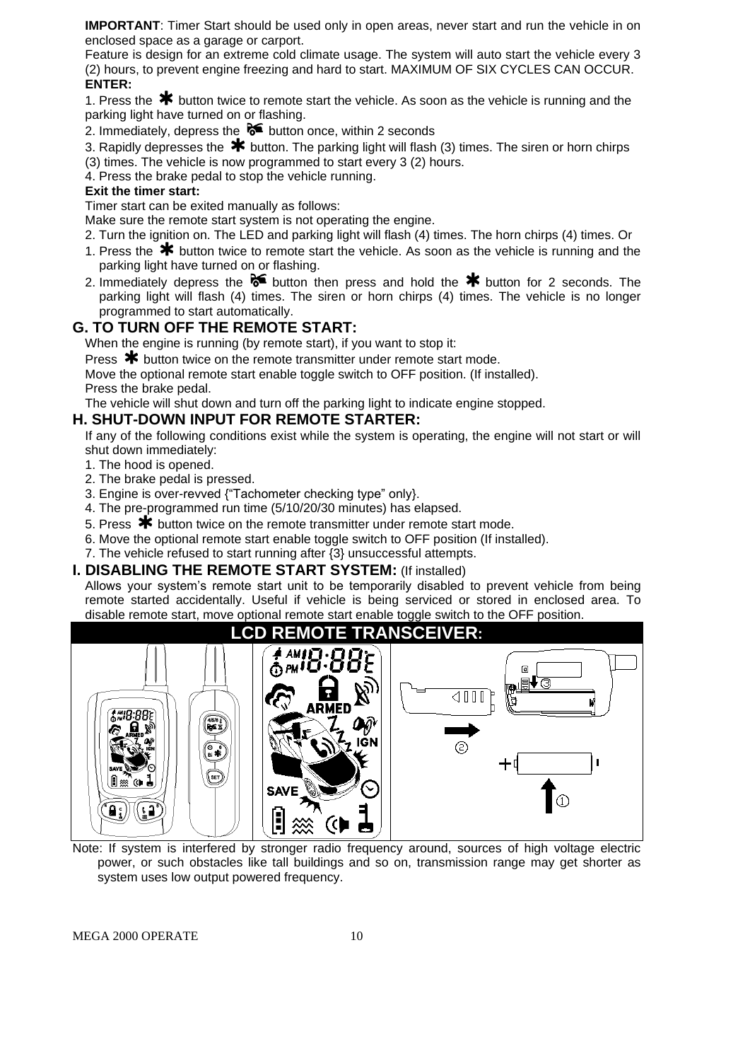**IMPORTANT**: Timer Start should be used only in open areas, never start and run the vehicle in on enclosed space as a garage or carport.

Feature is design for an extreme cold climate usage. The system will auto start the vehicle every 3 (2) hours, to prevent engine freezing and hard to start. MAXIMUM OF SIX CYCLES CAN OCCUR.

**ENTER:**

1. Press the ✱ button twice to remote start the vehicle. As soon as the vehicle is running and the parking light have turned on or flashing.
2. Immediately, depress the button once, within 2 seconds
3. Rapidly depresses the ✱ button. The parking light will flash (3) times. The siren or horn chirps (3) times. The vehicle is now programmed to start every 3 (2) hours.
4. Press the brake pedal to stop the vehicle running.

**Exit the timer start:**

Timer start can be exited manually as follows:

Make sure the remote start system is not operating the engine.

2. Turn the ignition on. The LED and parking light will flash (4) times. The horn chirps (4) times. Or
1. Press the ✱ button twice to remote start the vehicle. As soon as the vehicle is running and the parking light have turned on or flashing.
2. Immediately depress the button then press and hold the ✱ button for 2 seconds. The parking light will flash (4) times. The siren or horn chirps (4) times. The vehicle is no longer programmed to start automatically.

## G. TO TURN OFF THE REMOTE START:

When the engine is running (by remote start), if you want to stop it:

Press ✱ button twice on the remote transmitter under remote start mode.

Move the optional remote start enable toggle switch to OFF position. (If installed).

Press the brake pedal.

The vehicle will shut down and turn off the parking light to indicate engine stopped.

## H. SHUT-DOWN INPUT FOR REMOTE STARTER:

If any of the following conditions exist while the system is operating, the engine will not start or will shut down immediately:

1. The hood is opened.
2. The brake pedal is pressed.
3. Engine is over-revved {"Tachometer checking type" only}.
4. The pre-programmed run time (5/10/20/30 minutes) has elapsed.
5. Press ✱ button twice on the remote transmitter under remote start mode.
6. Move the optional remote start enable toggle switch to OFF position (If installed).
7. The vehicle refused to start running after {3} unsuccessful attempts.

## I. DISABLING THE REMOTE START SYSTEM: (If installed)

Allows your system's remote start unit to be temporarily disabled to prevent vehicle from being remote started accidentally. Useful if vehicle is being serviced or stored in enclosed area. To disable remote start, move optional remote start enable toggle switch to the OFF position.

## LCD REMOTE TRANSCEIVER:

Note: If system is interfered by stronger radio frequency around, sources of high voltage electric power, or such obstacles like tall buildings and so on, transmission range may get shorter as system uses low output powered frequency.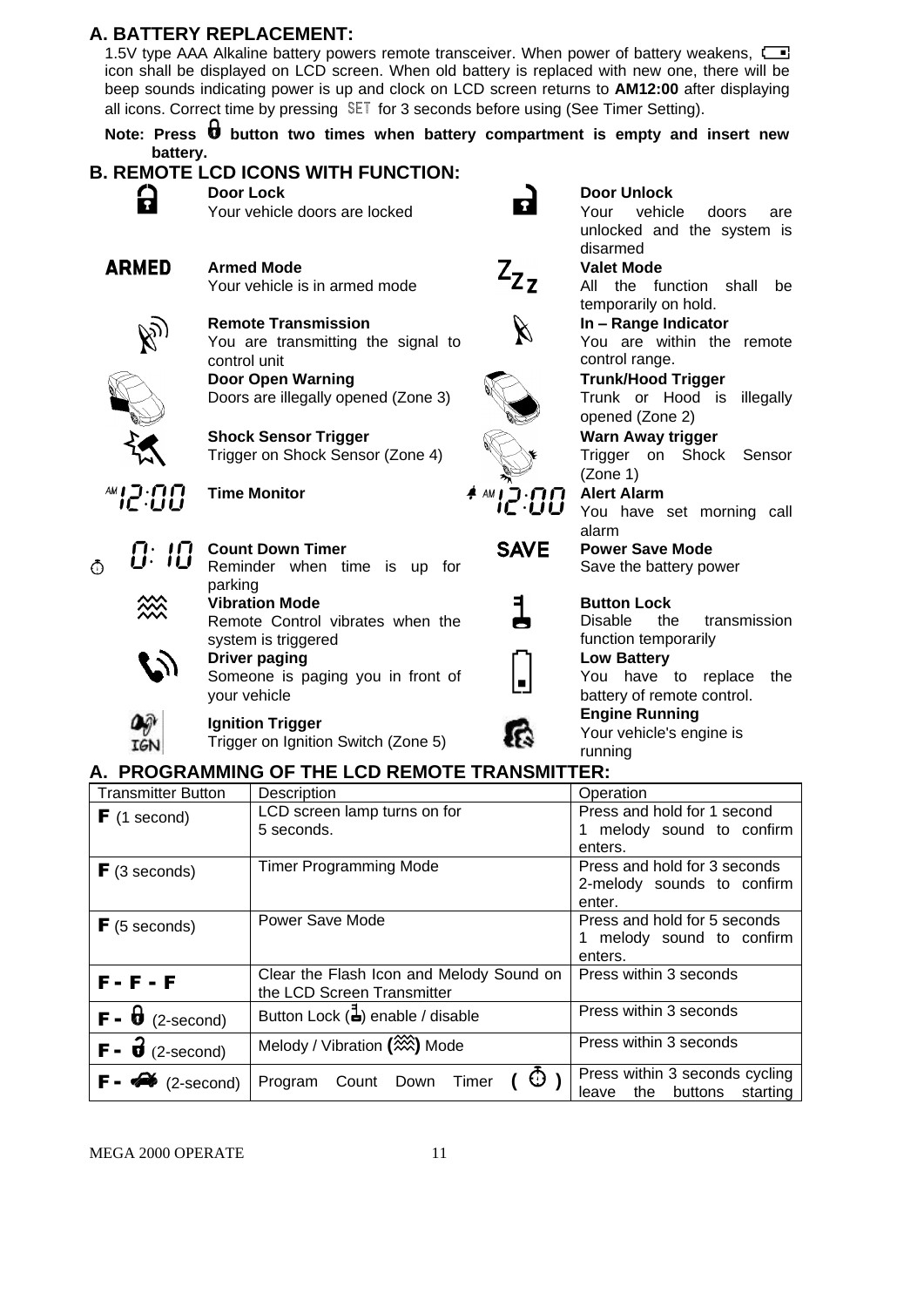## A. BATTERY REPLACEMENT:

1.5V type AAA Alkaline battery powers remote transceiver. When power of battery weakens, icon shall be displayed on LCD screen. When old battery is replaced with new one, there will be beep sounds indicating power is up and clock on LCD screen returns to **AM12:00** after displaying all icons. Correct time by pressing SET for 3 seconds before using (See Timer Setting).

**Note: Press button two times when battery compartment is empty and insert new battery.**

## B. REMOTE LCD ICONS WITH FUNCTION:

**Door Lock**
Your vehicle doors are locked

**Door Unlock**
Your vehicle doors are unlocked and the system is disarmed

ARMED **Armed Mode**
Your vehicle is in armed mode

ZZZ **Valet Mode**
All the function shall be temporarily on hold.

**Remote Transmission**
You are transmitting the signal to control unit

**In – Range Indicator**
You are within the remote control range.

**Door Open Warning**
Doors are illegally opened (Zone 3)

**Trunk/Hood Trigger**
Trunk or Hood is illegally opened (Zone 2)

**Shock Sensor Trigger**
Trigger on Shock Sensor (Zone 4)

**Warn Away trigger**
Trigger on Shock Sensor (Zone 1)

AM 12:00 **Time Monitor**

AM 12:00 **Alert Alarm**
You have set morning call alarm

0:10 **Count Down Timer**
Reminder when time is up for parking

SAVE **Power Save Mode**
Save the battery power

**Vibration Mode**
Remote Control vibrates when the system is triggered

**Button Lock**
Disable the transmission function temporarily

**Driver paging**
Someone is paging you in front of your vehicle

**Low Battery**
You have to replace the battery of remote control.

IGN **Ignition Trigger**
Trigger on Ignition Switch (Zone 5)

**Engine Running**
Your vehicle's engine is running

## A. PROGRAMMING OF THE LCD REMOTE TRANSMITTER:

| Transmitter Button | Description | Operation |
|---|---|---|
| **F** (1 second) | LCD screen lamp turns on for 5 seconds. | Press and hold for 1 second 1 melody sound to confirm enters. |
| **F** (3 seconds) | Timer Programming Mode | Press and hold for 3 seconds 2-melody sounds to confirm enter. |
| **F** (5 seconds) | Power Save Mode | Press and hold for 5 seconds 1 melody sound to confirm enters. |
| **F - F - F** | Clear the Flash Icon and Melody Sound on the LCD Screen Transmitter | Press within 3 seconds |
| **F -** (lock) (2-second) | Button Lock ( ) enable / disable | Press within 3 seconds |
| **F -** (unlock) (2-second) | Melody / Vibration ( ) Mode | Press within 3 seconds |
| **F -** (car) (2-second) | Program Count Down Timer ( ) | Press within 3 seconds cycling leave the buttons starting |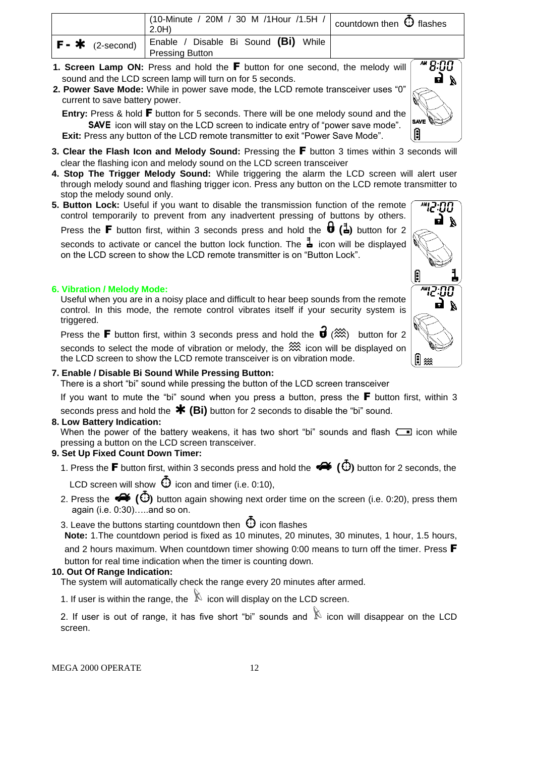| | (10-Minute / 20M / 30 M /1Hour /1.5H / 2.0H) | countdown then ⏱ flashes |
|---|---|---|
| **F - ✱** (2-second) | Enable / Disable Bi Sound **(Bi)** While Pressing Button | |

1. **Screen Lamp ON:** Press and hold the **F** button for one second, the melody will sound and the LCD screen lamp will turn on for 5 seconds.
2. **Power Save Mode:** While in power save mode, the LCD remote transceiver uses "0" current to save battery power.

   **Entry:** Press & hold **F** button for 5 seconds. There will be one melody sound and the **SAVE** icon will stay on the LCD screen to indicate entry of "power save mode".

   **Exit:** Press any button of the LCD remote transmitter to exit "Power Save Mode".
3. **Clear the Flash Icon and Melody Sound:** Pressing the **F** button 3 times within 3 seconds will clear the flashing icon and melody sound on the LCD screen transceiver
4. **Stop The Trigger Melody Sound:** While triggering the alarm the LCD screen will alert user through melody sound and flashing trigger icon. Press any button on the LCD remote transmitter to stop the melody sound only.
5. **Button Lock:** Useful if you want to disable the transmission function of the remote control temporarily to prevent from any inadvertent pressing of buttons by others. Press the **F** button first, within 3 seconds press and hold the 🔒 (🔒) button for 2 seconds to activate or cancel the button lock function. The 🔒 icon will be displayed on the LCD screen to show the LCD remote transmitter is on "Button Lock".

**6. Vibration / Melody Mode:**

Useful when you are in a noisy place and difficult to hear beep sounds from the remote control. In this mode, the remote control vibrates itself if your security system is triggered.

Press the **F** button first, within 3 seconds press and hold the 🔓 (≋) button for 2 seconds to select the mode of vibration or melody, the ≋ icon will be displayed on the LCD screen to show the LCD remote transceiver is on vibration mode.

**7. Enable / Disable Bi Sound While Pressing Button:**

There is a short "bi" sound while pressing the button of the LCD screen transceiver

If you want to mute the "bi" sound when you press a button, press the **F** button first, within 3 seconds press and hold the **✱ (Bi)** button for 2 seconds to disable the "bi" sound.

**8. Low Battery Indication:**

When the power of the battery weakens, it has two short "bi" sounds and flash ▭ icon while pressing a button on the LCD screen transceiver.

**9. Set Up Fixed Count Down Timer:**

1. Press the **F** button first, within 3 seconds press and hold the 🚗 (⏱) button for 2 seconds, the LCD screen will show ⏱ icon and timer (i.e. 0:10),
2. Press the 🚗 (⏱) button again showing next order time on the screen (i.e. 0:20), press them again (i.e. 0:30)…..and so on.
3. Leave the buttons starting countdown then ⏱ icon flashes

**Note:** 1.The countdown period is fixed as 10 minutes, 20 minutes, 30 minutes, 1 hour, 1.5 hours, and 2 hours maximum. When countdown timer showing 0:00 means to turn off the timer. Press **F** button for real time indication when the timer is counting down.

**10. Out Of Range Indication:**

The system will automatically check the range every 20 minutes after armed.

1. If user is within the range, the 📡 icon will display on the LCD screen.
2. If user is out of range, it has five short "bi" sounds and 📡 icon will disappear on the LCD screen.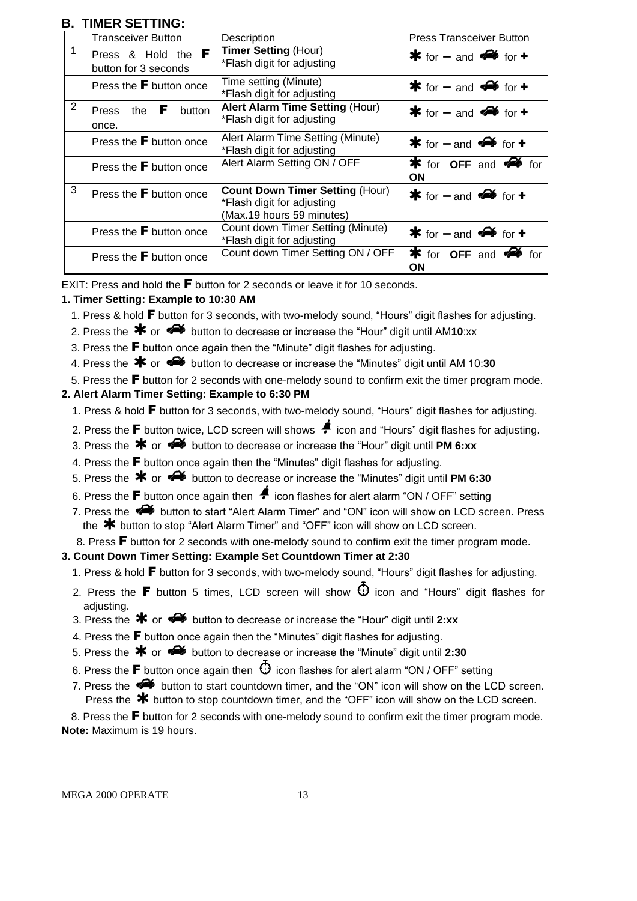## B. TIMER SETTING:

| | Transceiver Button | Description | Press Transceiver Button |
|---|---|---|---|
| 1 | Press & Hold the **F** button for 3 seconds | **Timer Setting** (Hour) *Flash digit for adjusting | ✱ for **–** and 🚗 for **+** |
| | Press the **F** button once | Time setting (Minute) *Flash digit for adjusting | ✱ for **–** and 🚗 for **+** |
| 2 | Press the **F** button once. | **Alert Alarm Time Setting** (Hour) *Flash digit for adjusting | ✱ for **–** and 🚗 for **+** |
| | Press the **F** button once | Alert Alarm Time Setting (Minute) *Flash digit for adjusting | ✱ for **–** and 🚗 for **+** |
| | Press the **F** button once | Alert Alarm Setting ON / OFF | ✱ for **OFF** and 🚗 for **ON** |
| 3 | Press the **F** button once | **Count Down Timer Setting** (Hour) *Flash digit for adjusting (Max.19 hours 59 minutes) | ✱ for **–** and 🚗 for **+** |
| | Press the **F** button once | Count down Timer Setting (Minute) *Flash digit for adjusting | ✱ for **–** and 🚗 for **+** |
| | Press the **F** button once | Count down Timer Setting ON / OFF | ✱ for **OFF** and 🚗 for **ON** |

EXIT: Press and hold the **F** button for 2 seconds or leave it for 10 seconds.

**1. Timer Setting: Example to 10:30 AM**

1. Press & hold **F** button for 3 seconds, with two-melody sound, "Hours" digit flashes for adjusting.
2. Press the ✱ or 🚗 button to decrease or increase the "Hour" digit until AM**10**:xx
3. Press the **F** button once again then the "Minute" digit flashes for adjusting.
4. Press the ✱ or 🚗 button to decrease or increase the "Minutes" digit until AM 10:**30**
5. Press the **F** button for 2 seconds with one-melody sound to confirm exit the timer program mode.

**2. Alert Alarm Timer Setting: Example to 6:30 PM**

1. Press & hold **F** button for 3 seconds, with two-melody sound, "Hours" digit flashes for adjusting.
2. Press the **F** button twice, LCD screen will shows 🔔 icon and "Hours" digit flashes for adjusting.
3. Press the ✱ or 🚗 button to decrease or increase the "Hour" digit until **PM 6:xx**
4. Press the **F** button once again then the "Minutes" digit flashes for adjusting.
5. Press the ✱ or 🚗 button to decrease or increase the "Minutes" digit until **PM 6:30**
6. Press the **F** button once again then 🔔 icon flashes for alert alarm "ON / OFF" setting
7. Press the 🚗 button to start "Alert Alarm Timer" and "ON" icon will show on LCD screen. Press the ✱ button to stop "Alert Alarm Timer" and "OFF" icon will show on LCD screen.
8. Press **F** button for 2 seconds with one-melody sound to confirm exit the timer program mode.

**3. Count Down Timer Setting: Example Set Countdown Timer at 2:30**

1. Press & hold **F** button for 3 seconds, with two-melody sound, "Hours" digit flashes for adjusting.
2. Press the **F** button 5 times, LCD screen will show ⏱ icon and "Hours" digit flashes for adjusting.
3. Press the ✱ or 🚗 button to decrease or increase the "Hour" digit until **2:xx**
4. Press the **F** button once again then the "Minutes" digit flashes for adjusting.
5. Press the ✱ or 🚗 button to decrease or increase the "Minute" digit until **2:30**
6. Press the **F** button once again then ⏱ icon flashes for alert alarm "ON / OFF" setting
7. Press the 🚗 button to start countdown timer, and the "ON" icon will show on the LCD screen. Press the ✱ button to stop countdown timer, and the "OFF" icon will show on the LCD screen.
8. Press the **F** button for 2 seconds with one-melody sound to confirm exit the timer program mode.

**Note:** Maximum is 19 hours.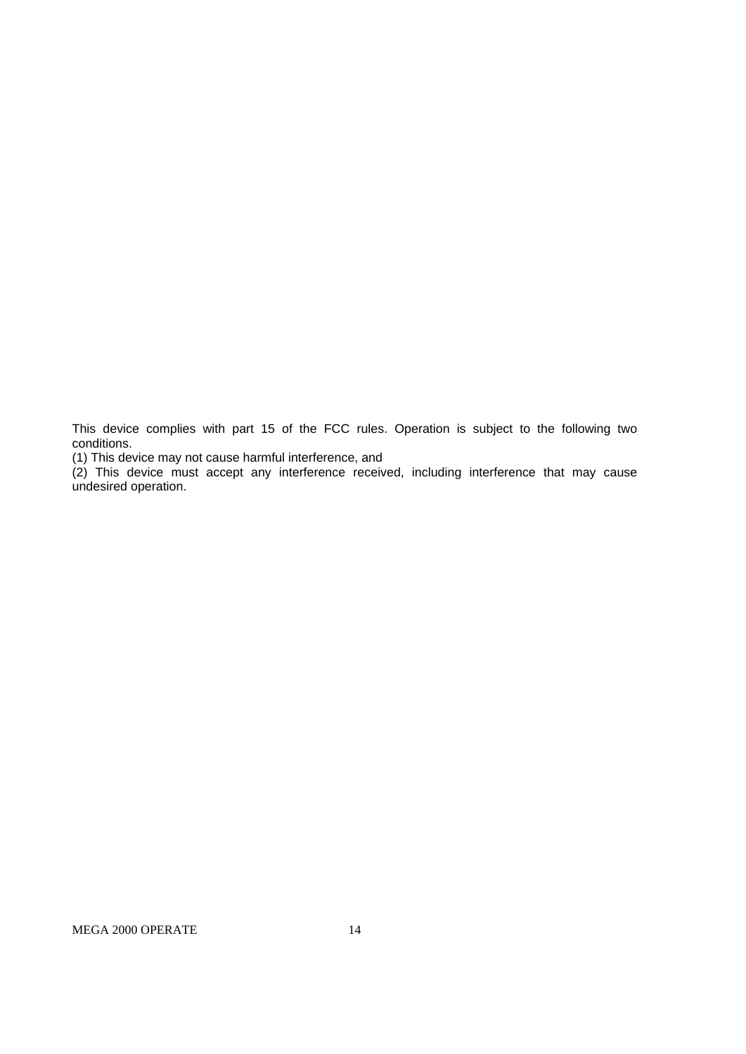This device complies with part 15 of the FCC rules. Operation is subject to the following two conditions.

(1) This device may not cause harmful interference, and

(2) This device must accept any interference received, including interference that may cause undesired operation.